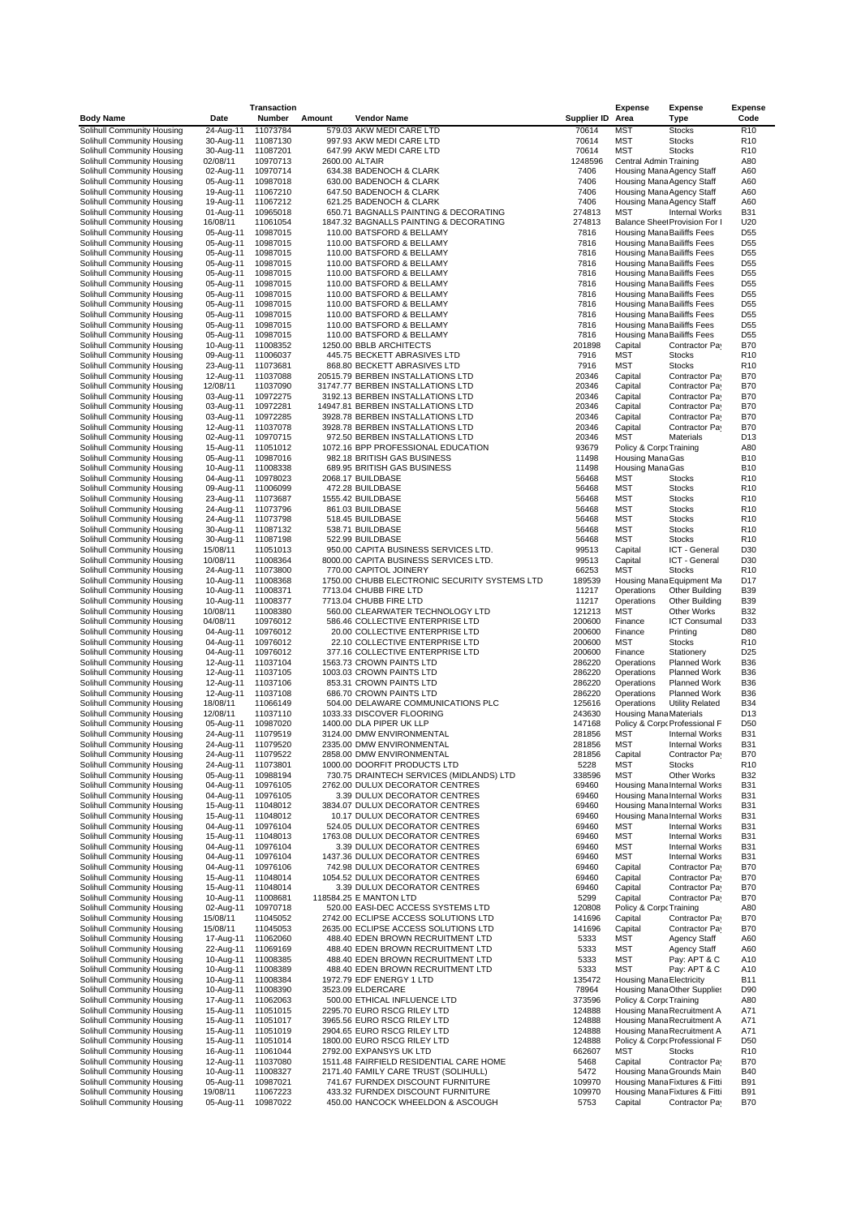| Body Name | Date | Transaction Number | Amount | Vendor Name | Supplier ID | Expense Area | Expense Type | Expense Code |
|---|---|---|---|---|---|---|---|---|
| Solihull Community Housing | 24-Aug-11 | 11073784 | 579.03 | AKW MEDI CARE LTD | 70614 | MST | Stocks | R10 |
| Solihull Community Housing | 30-Aug-11 | 11087130 | 997.93 | AKW MEDI CARE LTD | 70614 | MST | Stocks | R10 |
| Solihull Community Housing | 30-Aug-11 | 11087201 | 647.99 | AKW MEDI CARE LTD | 70614 | MST | Stocks | R10 |
| Solihull Community Housing | 02/08/11 | 10970713 | 2600.00 | ALTAIR | 1248596 | Central Admin | Training | A80 |
| Solihull Community Housing | 02-Aug-11 | 10970714 | 634.38 | BADENOCH & CLARK | 7406 | Housing Mana | Agency Staff | A60 |
| Solihull Community Housing | 05-Aug-11 | 10987018 | 630.00 | BADENOCH & CLARK | 7406 | Housing Mana | Agency Staff | A60 |
| Solihull Community Housing | 19-Aug-11 | 11067210 | 647.50 | BADENOCH & CLARK | 7406 | Housing Mana | Agency Staff | A60 |
| Solihull Community Housing | 19-Aug-11 | 11067212 | 621.25 | BADENOCH & CLARK | 7406 | Housing Mana | Agency Staff | A60 |
| Solihull Community Housing | 01-Aug-11 | 10965018 | 650.71 | BAGNALLS PAINTING & DECORATING | 274813 | MST | Internal Works | B31 |
| Solihull Community Housing | 16/08/11 | 11061054 | 1847.32 | BAGNALLS PAINTING & DECORATING | 274813 | Balance Sheet | Provision For I | U20 |
| Solihull Community Housing | 05-Aug-11 | 10987015 | 110.00 | BATSFORD & BELLAMY | 7816 | Housing Mana | Bailiffs Fees | D55 |
| Solihull Community Housing | 05-Aug-11 | 10987015 | 110.00 | BATSFORD & BELLAMY | 7816 | Housing Mana | Bailiffs Fees | D55 |
| Solihull Community Housing | 05-Aug-11 | 10987015 | 110.00 | BATSFORD & BELLAMY | 7816 | Housing Mana | Bailiffs Fees | D55 |
| Solihull Community Housing | 05-Aug-11 | 10987015 | 110.00 | BATSFORD & BELLAMY | 7816 | Housing Mana | Bailiffs Fees | D55 |
| Solihull Community Housing | 05-Aug-11 | 10987015 | 110.00 | BATSFORD & BELLAMY | 7816 | Housing Mana | Bailiffs Fees | D55 |
| Solihull Community Housing | 05-Aug-11 | 10987015 | 110.00 | BATSFORD & BELLAMY | 7816 | Housing Mana | Bailiffs Fees | D55 |
| Solihull Community Housing | 05-Aug-11 | 10987015 | 110.00 | BATSFORD & BELLAMY | 7816 | Housing Mana | Bailiffs Fees | D55 |
| Solihull Community Housing | 05-Aug-11 | 10987015 | 110.00 | BATSFORD & BELLAMY | 7816 | Housing Mana | Bailiffs Fees | D55 |
| Solihull Community Housing | 05-Aug-11 | 10987015 | 110.00 | BATSFORD & BELLAMY | 7816 | Housing Mana | Bailiffs Fees | D55 |
| Solihull Community Housing | 05-Aug-11 | 10987015 | 110.00 | BATSFORD & BELLAMY | 7816 | Housing Mana | Bailiffs Fees | D55 |
| Solihull Community Housing | 05-Aug-11 | 10987015 | 110.00 | BATSFORD & BELLAMY | 7816 | Housing Mana | Bailiffs Fees | D55 |
| Solihull Community Housing | 10-Aug-11 | 11008352 | 1250.00 | BBLB ARCHITECTS | 201898 | Capital | Contractor Pay | B70 |
| Solihull Community Housing | 09-Aug-11 | 11006037 | 445.75 | BECKETT ABRASIVES LTD | 7916 | MST | Stocks | R10 |
| Solihull Community Housing | 23-Aug-11 | 11073681 | 868.80 | BECKETT ABRASIVES LTD | 7916 | MST | Stocks | R10 |
| Solihull Community Housing | 12-Aug-11 | 11037088 | 20515.79 | BERBEN INSTALLATIONS LTD | 20346 | Capital | Contractor Pay | B70 |
| Solihull Community Housing | 12/08/11 | 11037090 | 31747.77 | BERBEN INSTALLATIONS LTD | 20346 | Capital | Contractor Pay | B70 |
| Solihull Community Housing | 03-Aug-11 | 10972275 | 3192.13 | BERBEN INSTALLATIONS LTD | 20346 | Capital | Contractor Pay | B70 |
| Solihull Community Housing | 03-Aug-11 | 10972281 | 14947.81 | BERBEN INSTALLATIONS LTD | 20346 | Capital | Contractor Pay | B70 |
| Solihull Community Housing | 03-Aug-11 | 10972285 | 3928.78 | BERBEN INSTALLATIONS LTD | 20346 | Capital | Contractor Pay | B70 |
| Solihull Community Housing | 12-Aug-11 | 11037078 | 3928.78 | BERBEN INSTALLATIONS LTD | 20346 | Capital | Contractor Pay | B70 |
| Solihull Community Housing | 02-Aug-11 | 10970715 | 972.50 | BERBEN INSTALLATIONS LTD | 20346 | MST | Materials | D13 |
| Solihull Community Housing | 15-Aug-11 | 11051012 | 1072.16 | BPP PROFESSIONAL EDUCATION | 93679 | Policy & Corpo | Training | A80 |
| Solihull Community Housing | 05-Aug-11 | 10987016 | 982.18 | BRITISH GAS BUSINESS | 11498 | Housing Mana | Gas | B10 |
| Solihull Community Housing | 10-Aug-11 | 11008338 | 689.95 | BRITISH GAS BUSINESS | 11498 | Housing Mana | Gas | B10 |
| Solihull Community Housing | 04-Aug-11 | 10978023 | 2068.17 | BUILDBASE | 56468 | MST | Stocks | R10 |
| Solihull Community Housing | 09-Aug-11 | 11006099 | 472.28 | BUILDBASE | 56468 | MST | Stocks | R10 |
| Solihull Community Housing | 23-Aug-11 | 11073687 | 1555.42 | BUILDBASE | 56468 | MST | Stocks | R10 |
| Solihull Community Housing | 24-Aug-11 | 11073796 | 861.03 | BUILDBASE | 56468 | MST | Stocks | R10 |
| Solihull Community Housing | 24-Aug-11 | 11073798 | 518.45 | BUILDBASE | 56468 | MST | Stocks | R10 |
| Solihull Community Housing | 30-Aug-11 | 11087132 | 538.71 | BUILDBASE | 56468 | MST | Stocks | R10 |
| Solihull Community Housing | 30-Aug-11 | 11087198 | 522.99 | BUILDBASE | 56468 | MST | Stocks | R10 |
| Solihull Community Housing | 15/08/11 | 11051013 | 950.00 | CAPITA BUSINESS SERVICES LTD. | 99513 | Capital | ICT - General | D30 |
| Solihull Community Housing | 10/08/11 | 11008364 | 8000.00 | CAPITA BUSINESS SERVICES LTD. | 99513 | Capital | ICT - General | D30 |
| Solihull Community Housing | 24-Aug-11 | 11073800 | 770.00 | CAPITOL JOINERY | 66253 | MST | Stocks | R10 |
| Solihull Community Housing | 10-Aug-11 | 11008368 | 1750.00 | CHUBB ELECTRONIC SECURITY SYSTEMS LTD | 189539 | Housing Mana | Equipment Ma | D17 |
| Solihull Community Housing | 10-Aug-11 | 11008371 | 7713.04 | CHUBB FIRE LTD | 11217 | Operations | Other Building | B39 |
| Solihull Community Housing | 10-Aug-11 | 11008377 | 7713.04 | CHUBB FIRE LTD | 11217 | Operations | Other Building | B39 |
| Solihull Community Housing | 10/08/11 | 11008380 | 560.00 | CLEARWATER TECHNOLOGY LTD | 121213 | MST | Other Works | B32 |
| Solihull Community Housing | 04/08/11 | 10976012 | 586.46 | COLLECTIVE ENTERPRISE LTD | 200600 | Finance | ICT Consumal | D33 |
| Solihull Community Housing | 04-Aug-11 | 10976012 | 20.00 | COLLECTIVE ENTERPRISE LTD | 200600 | Finance | Printing | D80 |
| Solihull Community Housing | 04-Aug-11 | 10976012 | 22.10 | COLLECTIVE ENTERPRISE LTD | 200600 | MST | Stocks | R10 |
| Solihull Community Housing | 04-Aug-11 | 10976012 | 377.16 | COLLECTIVE ENTERPRISE LTD | 200600 | Finance | Stationery | D25 |
| Solihull Community Housing | 12-Aug-11 | 11037104 | 1563.73 | CROWN PAINTS LTD | 286220 | Operations | Planned Work | B36 |
| Solihull Community Housing | 12-Aug-11 | 11037105 | 1003.03 | CROWN PAINTS LTD | 286220 | Operations | Planned Work | B36 |
| Solihull Community Housing | 12-Aug-11 | 11037106 | 853.31 | CROWN PAINTS LTD | 286220 | Operations | Planned Work | B36 |
| Solihull Community Housing | 12-Aug-11 | 11037108 | 686.70 | CROWN PAINTS LTD | 286220 | Operations | Planned Work | B36 |
| Solihull Community Housing | 18/08/11 | 11066149 | 504.00 | DELAWARE COMMUNICATIONS PLC | 125616 | Operations | Utility Related | B34 |
| Solihull Community Housing | 12/08/11 | 11037110 | 1033.33 | DISCOVER FLOORING | 243630 | Housing Mana | Materials | D13 |
| Solihull Community Housing | 05-Aug-11 | 10987020 | 1400.00 | DLA PIPER UK LLP | 147168 | Policy & Corpo | Professional F | D50 |
| Solihull Community Housing | 24-Aug-11 | 11079519 | 3124.00 | DMW ENVIRONMENTAL | 281856 | MST | Internal Works | B31 |
| Solihull Community Housing | 24-Aug-11 | 11079520 | 2335.00 | DMW ENVIRONMENTAL | 281856 | MST | Internal Works | B31 |
| Solihull Community Housing | 24-Aug-11 | 11079522 | 2858.00 | DMW ENVIRONMENTAL | 281856 | Capital | Contractor Pay | B70 |
| Solihull Community Housing | 24-Aug-11 | 11073801 | 1000.00 | DOORFIT PRODUCTS LTD | 5228 | MST | Stocks | R10 |
| Solihull Community Housing | 05-Aug-11 | 10988194 | 730.75 | DRAINTECH SERVICES (MIDLANDS) LTD | 338596 | MST | Other Works | B32 |
| Solihull Community Housing | 04-Aug-11 | 10976105 | 2762.00 | DULUX DECORATOR CENTRES | 69460 | Housing Mana | Internal Works | B31 |
| Solihull Community Housing | 04-Aug-11 | 10976105 | 3.39 | DULUX DECORATOR CENTRES | 69460 | Housing Mana | Internal Works | B31 |
| Solihull Community Housing | 15-Aug-11 | 11048012 | 3834.07 | DULUX DECORATOR CENTRES | 69460 | Housing Mana | Internal Works | B31 |
| Solihull Community Housing | 15-Aug-11 | 11048012 | 10.17 | DULUX DECORATOR CENTRES | 69460 | Housing Mana | Internal Works | B31 |
| Solihull Community Housing | 04-Aug-11 | 10976104 | 524.05 | DULUX DECORATOR CENTRES | 69460 | MST | Internal Works | B31 |
| Solihull Community Housing | 15-Aug-11 | 11048013 | 1763.08 | DULUX DECORATOR CENTRES | 69460 | MST | Internal Works | B31 |
| Solihull Community Housing | 04-Aug-11 | 10976104 | 3.39 | DULUX DECORATOR CENTRES | 69460 | MST | Internal Works | B31 |
| Solihull Community Housing | 04-Aug-11 | 10976104 | 1437.36 | DULUX DECORATOR CENTRES | 69460 | MST | Internal Works | B31 |
| Solihull Community Housing | 04-Aug-11 | 10976106 | 742.98 | DULUX DECORATOR CENTRES | 69460 | Capital | Contractor Pay | B70 |
| Solihull Community Housing | 15-Aug-11 | 11048014 | 1054.52 | DULUX DECORATOR CENTRES | 69460 | Capital | Contractor Pay | B70 |
| Solihull Community Housing | 15-Aug-11 | 11048014 | 3.39 | DULUX DECORATOR CENTRES | 69460 | Capital | Contractor Pay | B70 |
| Solihull Community Housing | 10-Aug-11 | 11008681 | 118584.25 | E MANTON LTD | 5299 | Capital | Contractor Pay | B70 |
| Solihull Community Housing | 02-Aug-11 | 10970718 | 520.00 | EASI-DEC ACCESS SYSTEMS LTD | 120808 | Policy & Corpo | Training | A80 |
| Solihull Community Housing | 15/08/11 | 11045052 | 2742.00 | ECLIPSE ACCESS SOLUTIONS LTD | 141696 | Capital | Contractor Pay | B70 |
| Solihull Community Housing | 15/08/11 | 11045053 | 2635.00 | ECLIPSE ACCESS SOLUTIONS LTD | 141696 | Capital | Contractor Pay | B70 |
| Solihull Community Housing | 17-Aug-11 | 11062060 | 488.40 | EDEN BROWN RECRUITMENT LTD | 5333 | MST | Agency Staff | A60 |
| Solihull Community Housing | 22-Aug-11 | 11069169 | 488.40 | EDEN BROWN RECRUITMENT LTD | 5333 | MST | Agency Staff | A60 |
| Solihull Community Housing | 10-Aug-11 | 11008385 | 488.40 | EDEN BROWN RECRUITMENT LTD | 5333 | MST | Pay: APT & C | A10 |
| Solihull Community Housing | 10-Aug-11 | 11008389 | 488.40 | EDEN BROWN RECRUITMENT LTD | 5333 | MST | Pay: APT & C | A10 |
| Solihull Community Housing | 10-Aug-11 | 11008384 | 1972.79 | EDF ENERGY 1 LTD | 135472 | Housing Mana | Electricity | B11 |
| Solihull Community Housing | 10-Aug-11 | 11008390 | 3523.09 | ELDERCARE | 78964 | Housing Mana | Other Supplies | D90 |
| Solihull Community Housing | 17-Aug-11 | 11062063 | 500.00 | ETHICAL INFLUENCE LTD | 373596 | Policy & Corpo | Training | A80 |
| Solihull Community Housing | 15-Aug-11 | 11051015 | 2295.70 | EURO RSCG RILEY LTD | 124888 | Housing Mana | Recruitment A | A71 |
| Solihull Community Housing | 15-Aug-11 | 11051017 | 3965.56 | EURO RSCG RILEY LTD | 124888 | Housing Mana | Recruitment A | A71 |
| Solihull Community Housing | 15-Aug-11 | 11051019 | 2904.65 | EURO RSCG RILEY LTD | 124888 | Housing Mana | Recruitment A | A71 |
| Solihull Community Housing | 15-Aug-11 | 11051014 | 1800.00 | EURO RSCG RILEY LTD | 124888 | Policy & Corpo | Professional F | D50 |
| Solihull Community Housing | 16-Aug-11 | 11061044 | 2792.00 | EXPANSYS UK LTD | 662607 | MST | Stocks | R10 |
| Solihull Community Housing | 12-Aug-11 | 11037080 | 1511.48 | FAIRFIELD RESIDENTIAL CARE HOME | 5468 | Capital | Contractor Pay | B70 |
| Solihull Community Housing | 10-Aug-11 | 11008327 | 2171.40 | FAMILY CARE TRUST (SOLIHULL) | 5472 | Housing Mana | Grounds Main | B40 |
| Solihull Community Housing | 05-Aug-11 | 10987021 | 741.67 | FURNDEX DISCOUNT FURNITURE | 109970 | Housing Mana | Fixtures & Fitti | B91 |
| Solihull Community Housing | 19/08/11 | 11067223 | 433.32 | FURNDEX DISCOUNT FURNITURE | 109970 | Housing Mana | Fixtures & Fitti | B91 |
| Solihull Community Housing | 05-Aug-11 | 10987022 | 450.00 | HANCOCK WHEELDON & ASCOUGH | 5753 | Capital | Contractor Pay | B70 |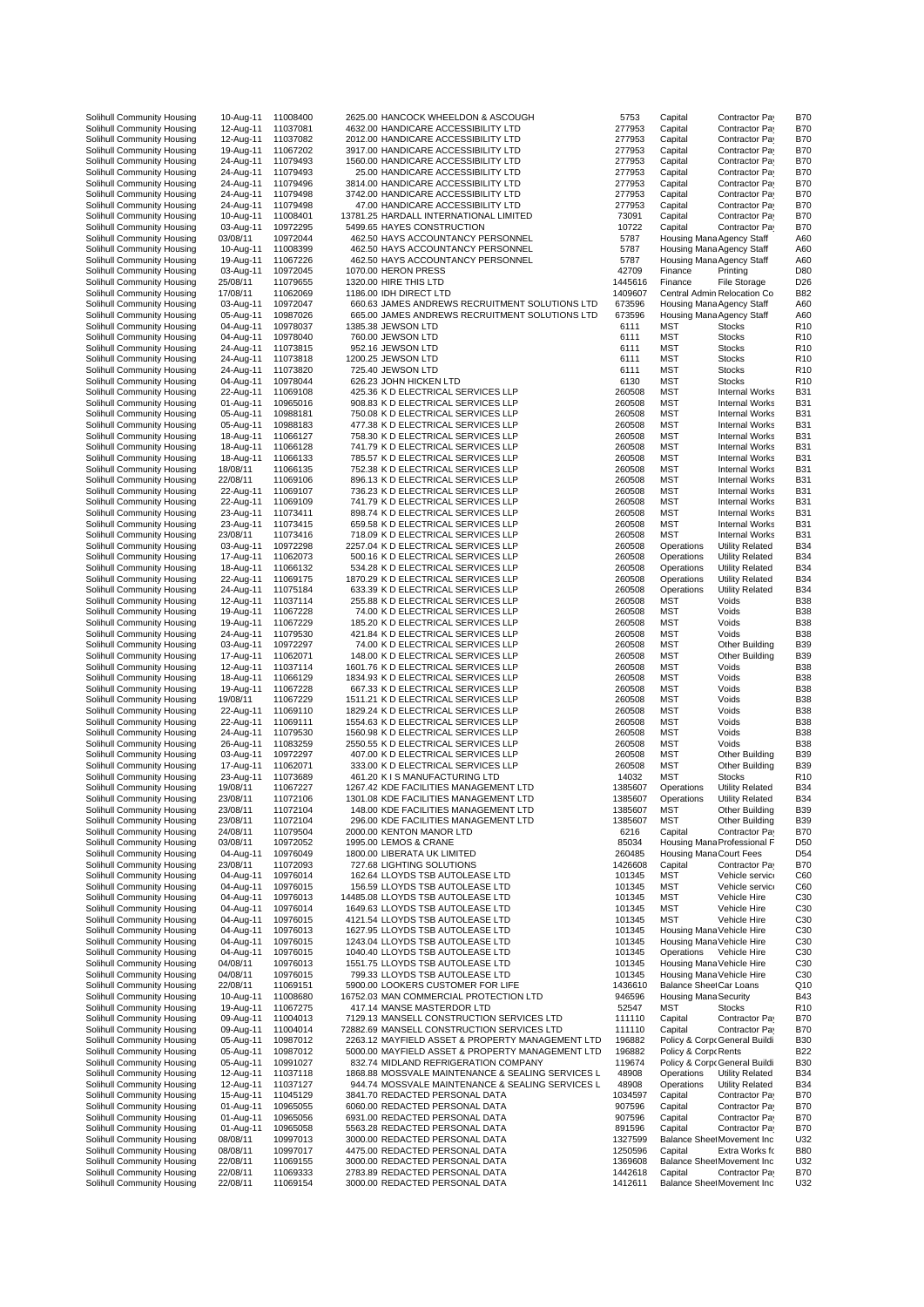| | | | | | | | | |
|---|---|---|---|---|---|---|---|---|
| Solihull Community Housing | 10-Aug-11 | 11008400 | 2625.00 | HANCOCK WHEELDON & ASCOUGH | 5753 | Capital | Contractor Pay | B70 |
| Solihull Community Housing | 12-Aug-11 | 11037081 | 4632.00 | HANDICARE ACCESSIBILITY LTD | 277953 | Capital | Contractor Pay | B70 |
| Solihull Community Housing | 12-Aug-11 | 11037082 | 2012.00 | HANDICARE ACCESSIBILITY LTD | 277953 | Capital | Contractor Pay | B70 |
| Solihull Community Housing | 19-Aug-11 | 11067202 | 3917.00 | HANDICARE ACCESSIBILITY LTD | 277953 | Capital | Contractor Pay | B70 |
| Solihull Community Housing | 24-Aug-11 | 11079493 | 1560.00 | HANDICARE ACCESSIBILITY LTD | 277953 | Capital | Contractor Pay | B70 |
| Solihull Community Housing | 24-Aug-11 | 11079493 | 25.00 | HANDICARE ACCESSIBILITY LTD | 277953 | Capital | Contractor Pay | B70 |
| Solihull Community Housing | 24-Aug-11 | 11079496 | 3814.00 | HANDICARE ACCESSIBILITY LTD | 277953 | Capital | Contractor Pay | B70 |
| Solihull Community Housing | 24-Aug-11 | 11079498 | 3742.00 | HANDICARE ACCESSIBILITY LTD | 277953 | Capital | Contractor Pay | B70 |
| Solihull Community Housing | 24-Aug-11 | 11079498 | 47.00 | HANDICARE ACCESSIBILITY LTD | 277953 | Capital | Contractor Pay | B70 |
| Solihull Community Housing | 10-Aug-11 | 11008401 | 13781.25 | HARDALL INTERNATIONAL LIMITED | 73091 | Capital | Contractor Pay | B70 |
| Solihull Community Housing | 03-Aug-11 | 10972295 | 5499.65 | HAYES CONSTRUCTION | 10722 | Capital | Contractor Pay | B70 |
| Solihull Community Housing | 03/08/11 | 10972044 | 462.50 | HAYS ACCOUNTANCY PERSONNEL | 5787 | Housing Mana | Agency Staff | A60 |
| Solihull Community Housing | 10-Aug-11 | 11008399 | 462.50 | HAYS ACCOUNTANCY PERSONNEL | 5787 | Housing Mana | Agency Staff | A60 |
| Solihull Community Housing | 19-Aug-11 | 11067226 | 462.50 | HAYS ACCOUNTANCY PERSONNEL | 5787 | Housing Mana | Agency Staff | A60 |
| Solihull Community Housing | 03-Aug-11 | 10972045 | 1070.00 | HERON PRESS | 42709 | Finance | Printing | D80 |
| Solihull Community Housing | 25/08/11 | 11079655 | 1320.00 | HIRE THIS LTD | 1445616 | Finance | File Storage | D26 |
| Solihull Community Housing | 17/08/11 | 11062069 | 1186.00 | IDH DIRECT LTD | 1409607 | Central Admin | Relocation Co | B82 |
| Solihull Community Housing | 03-Aug-11 | 10972047 | 660.63 | JAMES ANDREWS RECRUITMENT SOLUTIONS LTD | 673596 | Housing Mana | Agency Staff | A60 |
| Solihull Community Housing | 05-Aug-11 | 10987026 | 665.00 | JAMES ANDREWS RECRUITMENT SOLUTIONS LTD | 673596 | Housing Mana | Agency Staff | A60 |
| Solihull Community Housing | 04-Aug-11 | 10978037 | 1385.38 | JEWSON LTD | 6111 | MST | Stocks | R10 |
| Solihull Community Housing | 04-Aug-11 | 10978040 | 760.00 | JEWSON LTD | 6111 | MST | Stocks | R10 |
| Solihull Community Housing | 24-Aug-11 | 11073815 | 952.16 | JEWSON LTD | 6111 | MST | Stocks | R10 |
| Solihull Community Housing | 24-Aug-11 | 11073818 | 1200.25 | JEWSON LTD | 6111 | MST | Stocks | R10 |
| Solihull Community Housing | 24-Aug-11 | 11073820 | 725.40 | JEWSON LTD | 6111 | MST | Stocks | R10 |
| Solihull Community Housing | 04-Aug-11 | 10978044 | 626.23 | JOHN HICKEN LTD | 6130 | MST | Stocks | R10 |
| Solihull Community Housing | 22-Aug-11 | 11069108 | 425.36 | K D ELECTRICAL SERVICES LLP | 260508 | MST | Internal Works | B31 |
| Solihull Community Housing | 01-Aug-11 | 10965016 | 908.83 | K D ELECTRICAL SERVICES LLP | 260508 | MST | Internal Works | B31 |
| Solihull Community Housing | 05-Aug-11 | 10988181 | 750.08 | K D ELECTRICAL SERVICES LLP | 260508 | MST | Internal Works | B31 |
| Solihull Community Housing | 05-Aug-11 | 10988183 | 477.38 | K D ELECTRICAL SERVICES LLP | 260508 | MST | Internal Works | B31 |
| Solihull Community Housing | 18-Aug-11 | 11066127 | 758.30 | K D ELECTRICAL SERVICES LLP | 260508 | MST | Internal Works | B31 |
| Solihull Community Housing | 18-Aug-11 | 11066128 | 741.79 | K D ELECTRICAL SERVICES LLP | 260508 | MST | Internal Works | B31 |
| Solihull Community Housing | 18-Aug-11 | 11066133 | 785.57 | K D ELECTRICAL SERVICES LLP | 260508 | MST | Internal Works | B31 |
| Solihull Community Housing | 18/08/11 | 11066135 | 752.38 | K D ELECTRICAL SERVICES LLP | 260508 | MST | Internal Works | B31 |
| Solihull Community Housing | 22/08/11 | 11069106 | 896.13 | K D ELECTRICAL SERVICES LLP | 260508 | MST | Internal Works | B31 |
| Solihull Community Housing | 22-Aug-11 | 11069107 | 736.23 | K D ELECTRICAL SERVICES LLP | 260508 | MST | Internal Works | B31 |
| Solihull Community Housing | 22-Aug-11 | 11069109 | 741.79 | K D ELECTRICAL SERVICES LLP | 260508 | MST | Internal Works | B31 |
| Solihull Community Housing | 23-Aug-11 | 11073411 | 898.74 | K D ELECTRICAL SERVICES LLP | 260508 | MST | Internal Works | B31 |
| Solihull Community Housing | 23-Aug-11 | 11073415 | 659.58 | K D ELECTRICAL SERVICES LLP | 260508 | MST | Internal Works | B31 |
| Solihull Community Housing | 23/08/11 | 11073416 | 718.09 | K D ELECTRICAL SERVICES LLP | 260508 | MST | Internal Works | B31 |
| Solihull Community Housing | 03-Aug-11 | 10972298 | 2257.04 | K D ELECTRICAL SERVICES LLP | 260508 | Operations | Utility Related | B34 |
| Solihull Community Housing | 17-Aug-11 | 11062073 | 500.16 | K D ELECTRICAL SERVICES LLP | 260508 | Operations | Utility Related | B34 |
| Solihull Community Housing | 18-Aug-11 | 11066132 | 534.28 | K D ELECTRICAL SERVICES LLP | 260508 | Operations | Utility Related | B34 |
| Solihull Community Housing | 22-Aug-11 | 11069175 | 1870.29 | K D ELECTRICAL SERVICES LLP | 260508 | Operations | Utility Related | B34 |
| Solihull Community Housing | 24-Aug-11 | 11075184 | 633.39 | K D ELECTRICAL SERVICES LLP | 260508 | Operations | Utility Related | B34 |
| Solihull Community Housing | 12-Aug-11 | 11037114 | 255.88 | K D ELECTRICAL SERVICES LLP | 260508 | MST | Voids | B38 |
| Solihull Community Housing | 19-Aug-11 | 11067228 | 74.00 | K D ELECTRICAL SERVICES LLP | 260508 | MST | Voids | B38 |
| Solihull Community Housing | 19-Aug-11 | 11067229 | 185.20 | K D ELECTRICAL SERVICES LLP | 260508 | MST | Voids | B38 |
| Solihull Community Housing | 24-Aug-11 | 11079530 | 421.84 | K D ELECTRICAL SERVICES LLP | 260508 | MST | Voids | B38 |
| Solihull Community Housing | 03-Aug-11 | 10972297 | 74.00 | K D ELECTRICAL SERVICES LLP | 260508 | MST | Other Building | B39 |
| Solihull Community Housing | 17-Aug-11 | 11062071 | 148.00 | K D ELECTRICAL SERVICES LLP | 260508 | MST | Other Building | B39 |
| Solihull Community Housing | 12-Aug-11 | 11037114 | 1601.76 | K D ELECTRICAL SERVICES LLP | 260508 | MST | Voids | B38 |
| Solihull Community Housing | 18-Aug-11 | 11066129 | 1834.93 | K D ELECTRICAL SERVICES LLP | 260508 | MST | Voids | B38 |
| Solihull Community Housing | 19-Aug-11 | 11067228 | 667.33 | K D ELECTRICAL SERVICES LLP | 260508 | MST | Voids | B38 |
| Solihull Community Housing | 19/08/11 | 11067229 | 1511.21 | K D ELECTRICAL SERVICES LLP | 260508 | MST | Voids | B38 |
| Solihull Community Housing | 22-Aug-11 | 11069110 | 1829.24 | K D ELECTRICAL SERVICES LLP | 260508 | MST | Voids | B38 |
| Solihull Community Housing | 22-Aug-11 | 11069111 | 1554.63 | K D ELECTRICAL SERVICES LLP | 260508 | MST | Voids | B38 |
| Solihull Community Housing | 24-Aug-11 | 11079530 | 1560.98 | K D ELECTRICAL SERVICES LLP | 260508 | MST | Voids | B38 |
| Solihull Community Housing | 26-Aug-11 | 11083259 | 2550.55 | K D ELECTRICAL SERVICES LLP | 260508 | MST | Voids | B38 |
| Solihull Community Housing | 03-Aug-11 | 10972297 | 407.00 | K D ELECTRICAL SERVICES LLP | 260508 | MST | Other Building | B39 |
| Solihull Community Housing | 17-Aug-11 | 11062071 | 333.00 | K D ELECTRICAL SERVICES LLP | 260508 | MST | Other Building | B39 |
| Solihull Community Housing | 23-Aug-11 | 11073689 | 461.20 | K I S MANUFACTURING LTD | 14032 | MST | Stocks | R10 |
| Solihull Community Housing | 19/08/11 | 11067227 | 1267.42 | KDE FACILITIES MANAGEMENT LTD | 1385607 | Operations | Utility Related | B34 |
| Solihull Community Housing | 23/08/11 | 11072106 | 1301.08 | KDE FACILITIES MANAGEMENT LTD | 1385607 | Operations | Utility Related | B34 |
| Solihull Community Housing | 23/08/11 | 11072104 | 148.00 | KDE FACILITIES MANAGEMENT LTD | 1385607 | MST | Other Building | B39 |
| Solihull Community Housing | 23/08/11 | 11072104 | 296.00 | KDE FACILITIES MANAGEMENT LTD | 1385607 | MST | Other Building | B39 |
| Solihull Community Housing | 24/08/11 | 11079504 | 2000.00 | KENTON MANOR LTD | 6216 | Capital | Contractor Pay | B70 |
| Solihull Community Housing | 03/08/11 | 10972052 | 1995.00 | LEMOS & CRANE | 85034 | Housing Mana | Professional F | D50 |
| Solihull Community Housing | 04-Aug-11 | 10976049 | 1800.00 | LIBERATA UK LIMITED | 260485 | Housing Mana | Court Fees | D54 |
| Solihull Community Housing | 23/08/11 | 11072093 | 727.68 | LIGHTING SOLUTIONS | 1426608 | Capital | Contractor Pay | B70 |
| Solihull Community Housing | 04-Aug-11 | 10976014 | 162.64 | LLOYDS TSB AUTOLEASE LTD | 101345 | MST | Vehicle service | C60 |
| Solihull Community Housing | 04-Aug-11 | 10976015 | 156.59 | LLOYDS TSB AUTOLEASE LTD | 101345 | MST | Vehicle service | C60 |
| Solihull Community Housing | 04-Aug-11 | 10976013 | 14485.08 | LLOYDS TSB AUTOLEASE LTD | 101345 | MST | Vehicle Hire | C30 |
| Solihull Community Housing | 04-Aug-11 | 10976014 | 1649.63 | LLOYDS TSB AUTOLEASE LTD | 101345 | MST | Vehicle Hire | C30 |
| Solihull Community Housing | 04-Aug-11 | 10976015 | 4121.54 | LLOYDS TSB AUTOLEASE LTD | 101345 | MST | Vehicle Hire | C30 |
| Solihull Community Housing | 04-Aug-11 | 10976013 | 1627.95 | LLOYDS TSB AUTOLEASE LTD | 101345 | Housing Mana | Vehicle Hire | C30 |
| Solihull Community Housing | 04-Aug-11 | 10976015 | 1243.04 | LLOYDS TSB AUTOLEASE LTD | 101345 | Housing Mana | Vehicle Hire | C30 |
| Solihull Community Housing | 04-Aug-11 | 10976015 | 1040.40 | LLOYDS TSB AUTOLEASE LTD | 101345 | Operations | Vehicle Hire | C30 |
| Solihull Community Housing | 04/08/11 | 10976013 | 1551.75 | LLOYDS TSB AUTOLEASE LTD | 101345 | Housing Mana | Vehicle Hire | C30 |
| Solihull Community Housing | 04/08/11 | 10976015 | 799.33 | LLOYDS TSB AUTOLEASE LTD | 101345 | Housing Mana | Vehicle Hire | C30 |
| Solihull Community Housing | 22/08/11 | 11069151 | 5900.00 | LOOKERS CUSTOMER FOR LIFE | 1436610 | Balance Sheet | Car Loans | Q10 |
| Solihull Community Housing | 10-Aug-11 | 11008680 | 16752.03 | MAN COMMERCIAL PROTECTION LTD | 946596 | Housing Mana | Security | B43 |
| Solihull Community Housing | 19-Aug-11 | 11067275 | 417.14 | MANSE MASTERDOR LTD | 52547 | MST | Stocks | R10 |
| Solihull Community Housing | 09-Aug-11 | 11004013 | 7129.13 | MANSELL CONSTRUCTION SERVICES LTD | 111110 | Capital | Contractor Pay | B70 |
| Solihull Community Housing | 09-Aug-11 | 11004014 | 72882.69 | MANSELL CONSTRUCTION SERVICES LTD | 111110 | Capital | Contractor Pay | B70 |
| Solihull Community Housing | 05-Aug-11 | 10987012 | 2263.12 | MAYFIELD ASSET & PROPERTY MANAGEMENT LTD | 196882 | Policy & Corpo | General Buildi | B30 |
| Solihull Community Housing | 05-Aug-11 | 10987012 | 5000.00 | MAYFIELD ASSET & PROPERTY MANAGEMENT LTD | 196882 | Policy & Corpo | Rents | B22 |
| Solihull Community Housing | 05-Aug-11 | 10991027 | 832.74 | MIDLAND REFRIGERATION COMPANY | 119674 | Policy & Corpo | General Buildi | B30 |
| Solihull Community Housing | 12-Aug-11 | 11037118 | 1868.88 | MOSSVALE MAINTENANCE & SEALING SERVICES L | 48908 | Operations | Utility Related | B34 |
| Solihull Community Housing | 12-Aug-11 | 11037127 | 944.74 | MOSSVALE MAINTENANCE & SEALING SERVICES L | 48908 | Operations | Utility Related | B34 |
| Solihull Community Housing | 15-Aug-11 | 11045129 | 3841.70 | REDACTED PERSONAL DATA | 1034597 | Capital | Contractor Pay | B70 |
| Solihull Community Housing | 01-Aug-11 | 10965055 | 6060.00 | REDACTED PERSONAL DATA | 907596 | Capital | Contractor Pay | B70 |
| Solihull Community Housing | 01-Aug-11 | 10965056 | 6931.00 | REDACTED PERSONAL DATA | 907596 | Capital | Contractor Pay | B70 |
| Solihull Community Housing | 01-Aug-11 | 10965058 | 5563.28 | REDACTED PERSONAL DATA | 891596 | Capital | Contractor Pay | B70 |
| Solihull Community Housing | 08/08/11 | 10997013 | 3000.00 | REDACTED PERSONAL DATA | 1327599 | Balance Sheet | Movement Inc | U32 |
| Solihull Community Housing | 08/08/11 | 10997017 | 4475.00 | REDACTED PERSONAL DATA | 1250596 | Capital | Extra Works fo | B80 |
| Solihull Community Housing | 22/08/11 | 11069155 | 3000.00 | REDACTED PERSONAL DATA | 1369608 | Balance Sheet | Movement Inc | U32 |
| Solihull Community Housing | 22/08/11 | 11069333 | 2783.89 | REDACTED PERSONAL DATA | 1442618 | Capital | Contractor Pay | B70 |
| Solihull Community Housing | 22/08/11 | 11069154 | 3000.00 | REDACTED PERSONAL DATA | 1412611 | Balance Sheet | Movement Inc | U32 |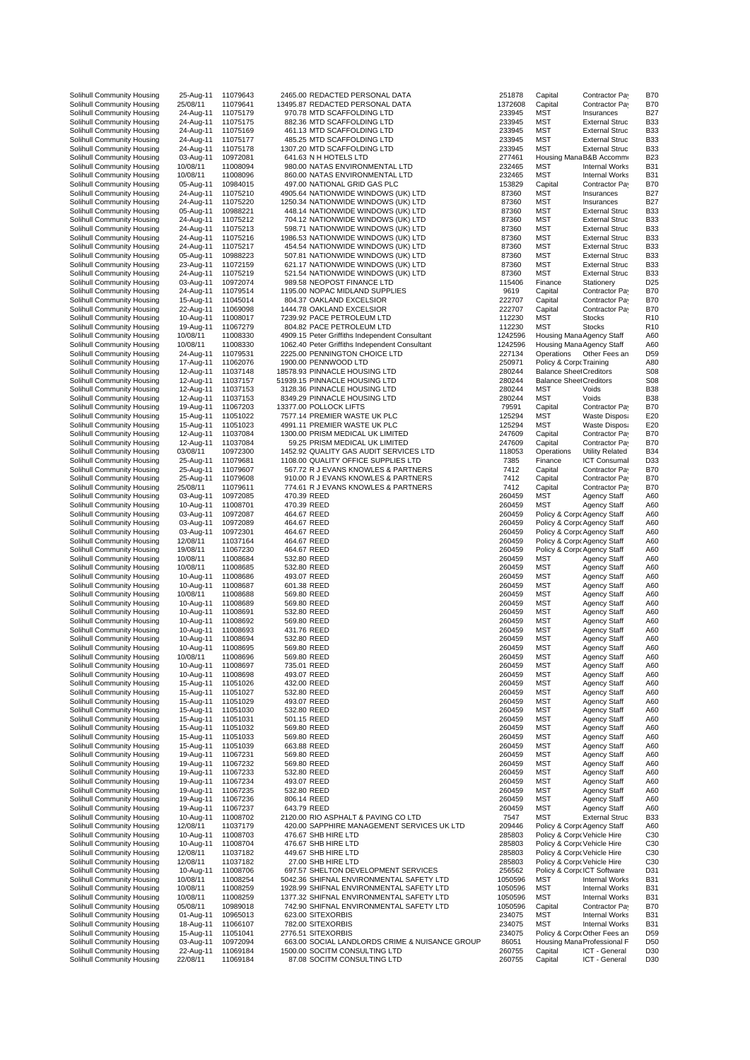| | | | | | | | | |
|---|---|---|---|---|---|---|---|---|
| Solihull Community Housing | 25-Aug-11 | 11079643 | 2465.00 | REDACTED PERSONAL DATA | 251878 | Capital | Contractor Pay | B70 |
| Solihull Community Housing | 25/08/11 | 11079641 | 13495.87 | REDACTED PERSONAL DATA | 1372608 | Capital | Contractor Pay | B70 |
| Solihull Community Housing | 24-Aug-11 | 11075179 | 970.78 | MTD SCAFFOLDING LTD | 233945 | MST | Insurances | B27 |
| Solihull Community Housing | 24-Aug-11 | 11075175 | 882.36 | MTD SCAFFOLDING LTD | 233945 | MST | External Struc | B33 |
| Solihull Community Housing | 24-Aug-11 | 11075169 | 461.13 | MTD SCAFFOLDING LTD | 233945 | MST | External Struc | B33 |
| Solihull Community Housing | 24-Aug-11 | 11075177 | 485.25 | MTD SCAFFOLDING LTD | 233945 | MST | External Struc | B33 |
| Solihull Community Housing | 24-Aug-11 | 11075178 | 1307.20 | MTD SCAFFOLDING LTD | 233945 | MST | External Struc | B33 |
| Solihull Community Housing | 03-Aug-11 | 10972081 | 641.63 | N H HOTELS LTD | 277461 | Housing Mana | B&B Accomm | B23 |
| Solihull Community Housing | 10/08/11 | 11008094 | 980.00 | NATAS ENVIRONMENTAL LTD | 232465 | MST | Internal Works | B31 |
| Solihull Community Housing | 10/08/11 | 11008096 | 860.00 | NATAS ENVIRONMENTAL LTD | 232465 | MST | Internal Works | B31 |
| Solihull Community Housing | 05-Aug-11 | 10984015 | 497.00 | NATIONAL GRID GAS PLC | 153829 | Capital | Contractor Pay | B70 |
| Solihull Community Housing | 24-Aug-11 | 11075210 | 4905.64 | NATIONWIDE WINDOWS (UK) LTD | 87360 | MST | Insurances | B27 |
| Solihull Community Housing | 24-Aug-11 | 11075220 | 1250.34 | NATIONWIDE WINDOWS (UK) LTD | 87360 | MST | Insurances | B27 |
| Solihull Community Housing | 05-Aug-11 | 10988221 | 448.14 | NATIONWIDE WINDOWS (UK) LTD | 87360 | MST | External Struc | B33 |
| Solihull Community Housing | 24-Aug-11 | 11075212 | 704.12 | NATIONWIDE WINDOWS (UK) LTD | 87360 | MST | External Struc | B33 |
| Solihull Community Housing | 24-Aug-11 | 11075213 | 598.71 | NATIONWIDE WINDOWS (UK) LTD | 87360 | MST | External Struc | B33 |
| Solihull Community Housing | 24-Aug-11 | 11075216 | 1986.53 | NATIONWIDE WINDOWS (UK) LTD | 87360 | MST | External Struc | B33 |
| Solihull Community Housing | 24-Aug-11 | 11075217 | 454.54 | NATIONWIDE WINDOWS (UK) LTD | 87360 | MST | External Struc | B33 |
| Solihull Community Housing | 05-Aug-11 | 10988223 | 507.81 | NATIONWIDE WINDOWS (UK) LTD | 87360 | MST | External Struc | B33 |
| Solihull Community Housing | 23-Aug-11 | 11072159 | 621.17 | NATIONWIDE WINDOWS (UK) LTD | 87360 | MST | External Struc | B33 |
| Solihull Community Housing | 24-Aug-11 | 11075219 | 521.54 | NATIONWIDE WINDOWS (UK) LTD | 87360 | MST | External Struc | B33 |
| Solihull Community Housing | 03-Aug-11 | 10972074 | 989.58 | NEOPOST FINANCE LTD | 115406 | Finance | Stationery | D25 |
| Solihull Community Housing | 24-Aug-11 | 11079514 | 1195.00 | NOPAC MIDLAND SUPPLIES | 9619 | Capital | Contractor Pay | B70 |
| Solihull Community Housing | 15-Aug-11 | 11045014 | 804.37 | OAKLAND EXCELSIOR | 222707 | Capital | Contractor Pay | B70 |
| Solihull Community Housing | 22-Aug-11 | 11069098 | 1444.78 | OAKLAND EXCELSIOR | 222707 | Capital | Contractor Pay | B70 |
| Solihull Community Housing | 10-Aug-11 | 11008017 | 7239.92 | PACE PETROLEUM LTD | 112230 | MST | Stocks | R10 |
| Solihull Community Housing | 19-Aug-11 | 11067279 | 804.82 | PACE PETROLEUM LTD | 112230 | MST | Stocks | R10 |
| Solihull Community Housing | 10/08/11 | 11008330 | 4909.15 | Peter Griffiths Independent Consultant | 1242596 | Housing Mana | Agency Staff | A60 |
| Solihull Community Housing | 10/08/11 | 11008330 | 1062.40 | Peter Griffiths Independent Consultant | 1242596 | Housing Mana | Agency Staff | A60 |
| Solihull Community Housing | 24-Aug-11 | 11079531 | 2225.00 | PENNINGTON CHOICE LTD | 227134 | Operations | Other Fees an | D59 |
| Solihull Community Housing | 17-Aug-11 | 11062076 | 1900.00 | PENNWOOD LTD | 250971 | Policy & Corpo | Training | A80 |
| Solihull Community Housing | 12-Aug-11 | 11037148 | 18578.93 | PINNACLE HOUSING LTD | 280244 | Balance Sheet | Creditors | S08 |
| Solihull Community Housing | 12-Aug-11 | 11037157 | 51939.15 | PINNACLE HOUSING LTD | 280244 | Balance Sheet | Creditors | S08 |
| Solihull Community Housing | 12-Aug-11 | 11037153 | 3128.36 | PINNACLE HOUSING LTD | 280244 | MST | Voids | B38 |
| Solihull Community Housing | 12-Aug-11 | 11037153 | 8349.29 | PINNACLE HOUSING LTD | 280244 | MST | Voids | B38 |
| Solihull Community Housing | 19-Aug-11 | 11067203 | 13377.00 | POLLOCK LIFTS | 79591 | Capital | Contractor Pay | B70 |
| Solihull Community Housing | 15-Aug-11 | 11051022 | 7577.14 | PREMIER WASTE UK PLC | 125294 | MST | Waste Disposa | E20 |
| Solihull Community Housing | 15-Aug-11 | 11051023 | 4991.11 | PREMIER WASTE UK PLC | 125294 | MST | Waste Disposa | E20 |
| Solihull Community Housing | 12-Aug-11 | 11037084 | 1300.00 | PRISM MEDICAL UK LIMITED | 247609 | Capital | Contractor Pay | B70 |
| Solihull Community Housing | 12-Aug-11 | 11037084 | 59.25 | PRISM MEDICAL UK LIMITED | 247609 | Capital | Contractor Pay | B70 |
| Solihull Community Housing | 03/08/11 | 10972300 | 1452.92 | QUALITY GAS AUDIT SERVICES LTD | 118053 | Operations | Utility Related | B34 |
| Solihull Community Housing | 25-Aug-11 | 11079681 | 1108.00 | QUALITY OFFICE SUPPLIES LTD | 7385 | Finance | ICT Consumal | D33 |
| Solihull Community Housing | 25-Aug-11 | 11079607 | 567.72 | R J EVANS KNOWLES & PARTNERS | 7412 | Capital | Contractor Pay | B70 |
| Solihull Community Housing | 25-Aug-11 | 11079608 | 910.00 | R J EVANS KNOWLES & PARTNERS | 7412 | Capital | Contractor Pay | B70 |
| Solihull Community Housing | 25/08/11 | 11079611 | 774.61 | R J EVANS KNOWLES & PARTNERS | 7412 | Capital | Contractor Pay | B70 |
| Solihull Community Housing | 03-Aug-11 | 10972085 | 470.39 | REED | 260459 | MST | Agency Staff | A60 |
| Solihull Community Housing | 10-Aug-11 | 11008701 | 470.39 | REED | 260459 | MST | Agency Staff | A60 |
| Solihull Community Housing | 03-Aug-11 | 10972087 | 464.67 | REED | 260459 | Policy & Corpo | Agency Staff | A60 |
| Solihull Community Housing | 03-Aug-11 | 10972089 | 464.67 | REED | 260459 | Policy & Corpo | Agency Staff | A60 |
| Solihull Community Housing | 03-Aug-11 | 10972301 | 464.67 | REED | 260459 | Policy & Corpo | Agency Staff | A60 |
| Solihull Community Housing | 12/08/11 | 11037164 | 464.67 | REED | 260459 | Policy & Corpo | Agency Staff | A60 |
| Solihull Community Housing | 19/08/11 | 11067230 | 464.67 | REED | 260459 | Policy & Corpo | Agency Staff | A60 |
| Solihull Community Housing | 10/08/11 | 11008684 | 532.80 | REED | 260459 | MST | Agency Staff | A60 |
| Solihull Community Housing | 10/08/11 | 11008685 | 532.80 | REED | 260459 | MST | Agency Staff | A60 |
| Solihull Community Housing | 10-Aug-11 | 11008686 | 493.07 | REED | 260459 | MST | Agency Staff | A60 |
| Solihull Community Housing | 10-Aug-11 | 11008687 | 601.38 | REED | 260459 | MST | Agency Staff | A60 |
| Solihull Community Housing | 10/08/11 | 11008688 | 569.80 | REED | 260459 | MST | Agency Staff | A60 |
| Solihull Community Housing | 10-Aug-11 | 11008689 | 569.80 | REED | 260459 | MST | Agency Staff | A60 |
| Solihull Community Housing | 10-Aug-11 | 11008691 | 532.80 | REED | 260459 | MST | Agency Staff | A60 |
| Solihull Community Housing | 10-Aug-11 | 11008692 | 569.80 | REED | 260459 | MST | Agency Staff | A60 |
| Solihull Community Housing | 10-Aug-11 | 11008693 | 431.76 | REED | 260459 | MST | Agency Staff | A60 |
| Solihull Community Housing | 10-Aug-11 | 11008694 | 532.80 | REED | 260459 | MST | Agency Staff | A60 |
| Solihull Community Housing | 10-Aug-11 | 11008695 | 569.80 | REED | 260459 | MST | Agency Staff | A60 |
| Solihull Community Housing | 10/08/11 | 11008696 | 569.80 | REED | 260459 | MST | Agency Staff | A60 |
| Solihull Community Housing | 10-Aug-11 | 11008697 | 735.01 | REED | 260459 | MST | Agency Staff | A60 |
| Solihull Community Housing | 10-Aug-11 | 11008698 | 493.07 | REED | 260459 | MST | Agency Staff | A60 |
| Solihull Community Housing | 15-Aug-11 | 11051026 | 432.00 | REED | 260459 | MST | Agency Staff | A60 |
| Solihull Community Housing | 15-Aug-11 | 11051027 | 532.80 | REED | 260459 | MST | Agency Staff | A60 |
| Solihull Community Housing | 15-Aug-11 | 11051029 | 493.07 | REED | 260459 | MST | Agency Staff | A60 |
| Solihull Community Housing | 15-Aug-11 | 11051030 | 532.80 | REED | 260459 | MST | Agency Staff | A60 |
| Solihull Community Housing | 15-Aug-11 | 11051031 | 501.15 | REED | 260459 | MST | Agency Staff | A60 |
| Solihull Community Housing | 15-Aug-11 | 11051032 | 569.80 | REED | 260459 | MST | Agency Staff | A60 |
| Solihull Community Housing | 15-Aug-11 | 11051033 | 569.80 | REED | 260459 | MST | Agency Staff | A60 |
| Solihull Community Housing | 15-Aug-11 | 11051039 | 663.88 | REED | 260459 | MST | Agency Staff | A60 |
| Solihull Community Housing | 19-Aug-11 | 11067231 | 569.80 | REED | 260459 | MST | Agency Staff | A60 |
| Solihull Community Housing | 19-Aug-11 | 11067232 | 569.80 | REED | 260459 | MST | Agency Staff | A60 |
| Solihull Community Housing | 19-Aug-11 | 11067233 | 532.80 | REED | 260459 | MST | Agency Staff | A60 |
| Solihull Community Housing | 19-Aug-11 | 11067234 | 493.07 | REED | 260459 | MST | Agency Staff | A60 |
| Solihull Community Housing | 19-Aug-11 | 11067235 | 532.80 | REED | 260459 | MST | Agency Staff | A60 |
| Solihull Community Housing | 19-Aug-11 | 11067236 | 806.14 | REED | 260459 | MST | Agency Staff | A60 |
| Solihull Community Housing | 19-Aug-11 | 11067237 | 643.79 | REED | 260459 | MST | Agency Staff | A60 |
| Solihull Community Housing | 10-Aug-11 | 11008702 | 2120.00 | RIO ASPHALT & PAVING CO LTD | 7547 | MST | External Struc | B33 |
| Solihull Community Housing | 12/08/11 | 11037179 | 420.00 | SAPPHIRE MANAGEMENT SERVICES UK LTD | 209446 | Policy & Corpo | Agency Staff | A60 |
| Solihull Community Housing | 10-Aug-11 | 11008703 | 476.67 | SHB HIRE LTD | 285803 | Policy & Corpo | Vehicle Hire | C30 |
| Solihull Community Housing | 10-Aug-11 | 11008704 | 476.67 | SHB HIRE LTD | 285803 | Policy & Corpo | Vehicle Hire | C30 |
| Solihull Community Housing | 12/08/11 | 11037182 | 449.67 | SHB HIRE LTD | 285803 | Policy & Corpo | Vehicle Hire | C30 |
| Solihull Community Housing | 12/08/11 | 11037182 | 27.00 | SHB HIRE LTD | 285803 | Policy & Corpo | Vehicle Hire | C30 |
| Solihull Community Housing | 10-Aug-11 | 11008706 | 697.57 | SHELTON DEVELOPMENT SERVICES | 256562 | Policy & Corpo | ICT Software | D31 |
| Solihull Community Housing | 10/08/11 | 11008254 | 5042.36 | SHIFNAL ENVIRONMENTAL SAFETY LTD | 1050596 | MST | Internal Works | B31 |
| Solihull Community Housing | 10/08/11 | 11008259 | 1928.99 | SHIFNAL ENVIRONMENTAL SAFETY LTD | 1050596 | MST | Internal Works | B31 |
| Solihull Community Housing | 10/08/11 | 11008259 | 1377.32 | SHIFNAL ENVIRONMENTAL SAFETY LTD | 1050596 | MST | Internal Works | B31 |
| Solihull Community Housing | 05/08/11 | 10989018 | 742.90 | SHIFNAL ENVIRONMENTAL SAFETY LTD | 1050596 | Capital | Contractor Pay | B70 |
| Solihull Community Housing | 01-Aug-11 | 10965013 | 623.00 | SITEXORBIS | 234075 | MST | Internal Works | B31 |
| Solihull Community Housing | 18-Aug-11 | 11066107 | 782.00 | SITEXORBIS | 234075 | MST | Internal Works | B31 |
| Solihull Community Housing | 15-Aug-11 | 11051041 | 2776.51 | SITEXORBIS | 234075 | Policy & Corpo | Other Fees an | D59 |
| Solihull Community Housing | 03-Aug-11 | 10972094 | 663.00 | SOCIAL LANDLORDS CRIME & NUISANCE GROUP | 86051 | Housing Mana | Professional F | D50 |
| Solihull Community Housing | 22-Aug-11 | 11069184 | 1500.00 | SOCITM CONSULTING LTD | 260755 | Capital | ICT - General | D30 |
| Solihull Community Housing | 22/08/11 | 11069184 | 87.08 | SOCITM CONSULTING LTD | 260755 | Capital | ICT - General | D30 |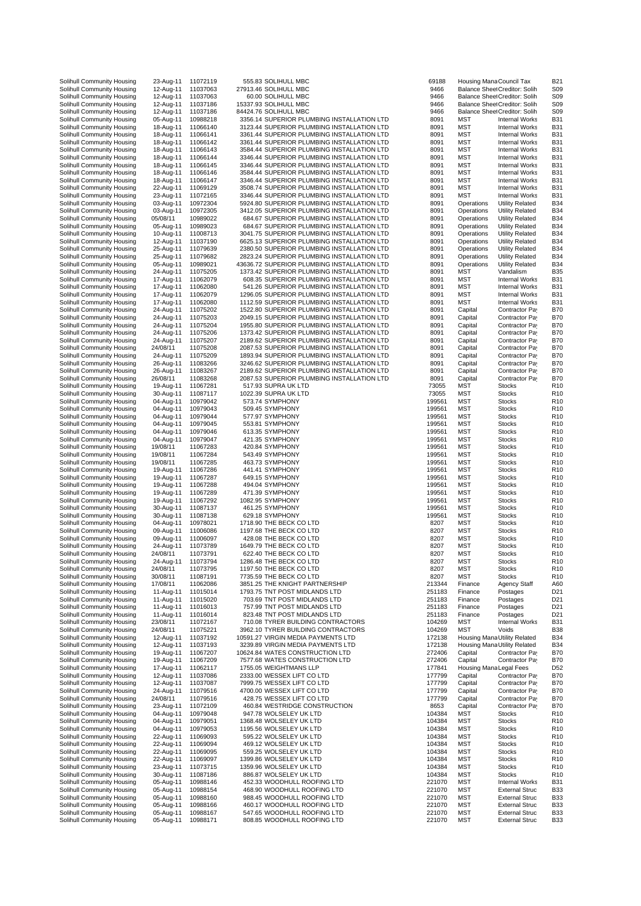| | | | | | | | | |
|---|---|---|---|---|---|---|---|---|
| Solihull Community Housing | 23-Aug-11 | 11072119 | 555.83 | SOLIHULL MBC | 69188 | Housing Mana | Council Tax | B21 |
| Solihull Community Housing | 12-Aug-11 | 11037063 | 27913.46 | SOLIHULL MBC | 9466 | Balance Sheet | Creditor: Solih | S09 |
| Solihull Community Housing | 12-Aug-11 | 11037063 | 60.00 | SOLIHULL MBC | 9466 | Balance Sheet | Creditor: Solih | S09 |
| Solihull Community Housing | 12-Aug-11 | 11037186 | 15337.93 | SOLIHULL MBC | 9466 | Balance Sheet | Creditor: Solih | S09 |
| Solihull Community Housing | 12-Aug-11 | 11037186 | 84424.76 | SOLIHULL MBC | 9466 | Balance Sheet | Creditor: Solih | S09 |
| Solihull Community Housing | 05-Aug-11 | 10988218 | 3356.14 | SUPERIOR PLUMBING INSTALLATION LTD | 8091 | MST | Internal Works | B31 |
| Solihull Community Housing | 18-Aug-11 | 11066140 | 3123.44 | SUPERIOR PLUMBING INSTALLATION LTD | 8091 | MST | Internal Works | B31 |
| Solihull Community Housing | 18-Aug-11 | 11066141 | 3361.44 | SUPERIOR PLUMBING INSTALLATION LTD | 8091 | MST | Internal Works | B31 |
| Solihull Community Housing | 18-Aug-11 | 11066142 | 3361.44 | SUPERIOR PLUMBING INSTALLATION LTD | 8091 | MST | Internal Works | B31 |
| Solihull Community Housing | 18-Aug-11 | 11066143 | 3584.44 | SUPERIOR PLUMBING INSTALLATION LTD | 8091 | MST | Internal Works | B31 |
| Solihull Community Housing | 18-Aug-11 | 11066144 | 3346.44 | SUPERIOR PLUMBING INSTALLATION LTD | 8091 | MST | Internal Works | B31 |
| Solihull Community Housing | 18-Aug-11 | 11066145 | 3346.44 | SUPERIOR PLUMBING INSTALLATION LTD | 8091 | MST | Internal Works | B31 |
| Solihull Community Housing | 18-Aug-11 | 11066146 | 3584.44 | SUPERIOR PLUMBING INSTALLATION LTD | 8091 | MST | Internal Works | B31 |
| Solihull Community Housing | 18-Aug-11 | 11066147 | 3346.44 | SUPERIOR PLUMBING INSTALLATION LTD | 8091 | MST | Internal Works | B31 |
| Solihull Community Housing | 22-Aug-11 | 11069129 | 3508.74 | SUPERIOR PLUMBING INSTALLATION LTD | 8091 | MST | Internal Works | B31 |
| Solihull Community Housing | 23-Aug-11 | 11072165 | 3346.44 | SUPERIOR PLUMBING INSTALLATION LTD | 8091 | MST | Internal Works | B31 |
| Solihull Community Housing | 03-Aug-11 | 10972304 | 5924.80 | SUPERIOR PLUMBING INSTALLATION LTD | 8091 | Operations | Utility Related | B34 |
| Solihull Community Housing | 03-Aug-11 | 10972305 | 3412.05 | SUPERIOR PLUMBING INSTALLATION LTD | 8091 | Operations | Utility Related | B34 |
| Solihull Community Housing | 05/08/11 | 10989022 | 684.67 | SUPERIOR PLUMBING INSTALLATION LTD | 8091 | Operations | Utility Related | B34 |
| Solihull Community Housing | 05-Aug-11 | 10989023 | 684.67 | SUPERIOR PLUMBING INSTALLATION LTD | 8091 | Operations | Utility Related | B34 |
| Solihull Community Housing | 10-Aug-11 | 11008713 | 3041.75 | SUPERIOR PLUMBING INSTALLATION LTD | 8091 | Operations | Utility Related | B34 |
| Solihull Community Housing | 12-Aug-11 | 11037190 | 6625.13 | SUPERIOR PLUMBING INSTALLATION LTD | 8091 | Operations | Utility Related | B34 |
| Solihull Community Housing | 25-Aug-11 | 11079639 | 2380.50 | SUPERIOR PLUMBING INSTALLATION LTD | 8091 | Operations | Utility Related | B34 |
| Solihull Community Housing | 25-Aug-11 | 11079682 | 2823.24 | SUPERIOR PLUMBING INSTALLATION LTD | 8091 | Operations | Utility Related | B34 |
| Solihull Community Housing | 05-Aug-11 | 10989021 | 43636.72 | SUPERIOR PLUMBING INSTALLATION LTD | 8091 | Operations | Utility Related | B34 |
| Solihull Community Housing | 24-Aug-11 | 11075205 | 1373.42 | SUPERIOR PLUMBING INSTALLATION LTD | 8091 | MST | Vandalism | B35 |
| Solihull Community Housing | 17-Aug-11 | 11062079 | 608.35 | SUPERIOR PLUMBING INSTALLATION LTD | 8091 | MST | Internal Works | B31 |
| Solihull Community Housing | 17-Aug-11 | 11062079 | 541.26 | SUPERIOR PLUMBING INSTALLATION LTD | 8091 | MST | Internal Works | B31 |
| Solihull Community Housing | 17-Aug-11 | 11062079 | 1296.05 | SUPERIOR PLUMBING INSTALLATION LTD | 8091 | MST | Internal Works | B31 |
| Solihull Community Housing | 17-Aug-11 | 11062080 | 1112.59 | SUPERIOR PLUMBING INSTALLATION LTD | 8091 | MST | Internal Works | B31 |
| Solihull Community Housing | 24-Aug-11 | 11075202 | 1522.80 | SUPERIOR PLUMBING INSTALLATION LTD | 8091 | Capital | Contractor Pay | B70 |
| Solihull Community Housing | 24-Aug-11 | 11075203 | 2049.15 | SUPERIOR PLUMBING INSTALLATION LTD | 8091 | Capital | Contractor Pay | B70 |
| Solihull Community Housing | 24-Aug-11 | 11075204 | 1955.80 | SUPERIOR PLUMBING INSTALLATION LTD | 8091 | Capital | Contractor Pay | B70 |
| Solihull Community Housing | 24-Aug-11 | 11075206 | 1373.42 | SUPERIOR PLUMBING INSTALLATION LTD | 8091 | Capital | Contractor Pay | B70 |
| Solihull Community Housing | 24-Aug-11 | 11075207 | 2189.62 | SUPERIOR PLUMBING INSTALLATION LTD | 8091 | Capital | Contractor Pay | B70 |
| Solihull Community Housing | 24/08/11 | 11075208 | 2087.53 | SUPERIOR PLUMBING INSTALLATION LTD | 8091 | Capital | Contractor Pay | B70 |
| Solihull Community Housing | 24-Aug-11 | 11075209 | 1893.94 | SUPERIOR PLUMBING INSTALLATION LTD | 8091 | Capital | Contractor Pay | B70 |
| Solihull Community Housing | 26-Aug-11 | 11083266 | 3246.62 | SUPERIOR PLUMBING INSTALLATION LTD | 8091 | Capital | Contractor Pay | B70 |
| Solihull Community Housing | 26-Aug-11 | 11083267 | 2189.62 | SUPERIOR PLUMBING INSTALLATION LTD | 8091 | Capital | Contractor Pay | B70 |
| Solihull Community Housing | 26/08/11 | 11083268 | 2087.53 | SUPERIOR PLUMBING INSTALLATION LTD | 8091 | Capital | Contractor Pay | B70 |
| Solihull Community Housing | 19-Aug-11 | 11067281 | 517.93 | SUPRA UK LTD | 73055 | MST | Stocks | R10 |
| Solihull Community Housing | 30-Aug-11 | 11087117 | 1022.39 | SUPRA UK LTD | 73055 | MST | Stocks | R10 |
| Solihull Community Housing | 04-Aug-11 | 10979042 | 573.74 | SYMPHONY | 199561 | MST | Stocks | R10 |
| Solihull Community Housing | 04-Aug-11 | 10979043 | 509.45 | SYMPHONY | 199561 | MST | Stocks | R10 |
| Solihull Community Housing | 04-Aug-11 | 10979044 | 577.97 | SYMPHONY | 199561 | MST | Stocks | R10 |
| Solihull Community Housing | 04-Aug-11 | 10979045 | 553.81 | SYMPHONY | 199561 | MST | Stocks | R10 |
| Solihull Community Housing | 04-Aug-11 | 10979046 | 613.35 | SYMPHONY | 199561 | MST | Stocks | R10 |
| Solihull Community Housing | 04-Aug-11 | 10979047 | 421.35 | SYMPHONY | 199561 | MST | Stocks | R10 |
| Solihull Community Housing | 19/08/11 | 11067283 | 420.84 | SYMPHONY | 199561 | MST | Stocks | R10 |
| Solihull Community Housing | 19/08/11 | 11067284 | 543.49 | SYMPHONY | 199561 | MST | Stocks | R10 |
| Solihull Community Housing | 19/08/11 | 11067285 | 463.73 | SYMPHONY | 199561 | MST | Stocks | R10 |
| Solihull Community Housing | 19-Aug-11 | 11067286 | 441.41 | SYMPHONY | 199561 | MST | Stocks | R10 |
| Solihull Community Housing | 19-Aug-11 | 11067287 | 649.15 | SYMPHONY | 199561 | MST | Stocks | R10 |
| Solihull Community Housing | 19-Aug-11 | 11067288 | 494.04 | SYMPHONY | 199561 | MST | Stocks | R10 |
| Solihull Community Housing | 19-Aug-11 | 11067289 | 471.39 | SYMPHONY | 199561 | MST | Stocks | R10 |
| Solihull Community Housing | 19-Aug-11 | 11067292 | 1082.95 | SYMPHONY | 199561 | MST | Stocks | R10 |
| Solihull Community Housing | 30-Aug-11 | 11087137 | 461.25 | SYMPHONY | 199561 | MST | Stocks | R10 |
| Solihull Community Housing | 30-Aug-11 | 11087138 | 629.18 | SYMPHONY | 199561 | MST | Stocks | R10 |
| Solihull Community Housing | 04-Aug-11 | 10978021 | 1718.90 | THE BECK CO LTD | 8207 | MST | Stocks | R10 |
| Solihull Community Housing | 09-Aug-11 | 11006086 | 1197.68 | THE BECK CO LTD | 8207 | MST | Stocks | R10 |
| Solihull Community Housing | 09-Aug-11 | 11006097 | 428.08 | THE BECK CO LTD | 8207 | MST | Stocks | R10 |
| Solihull Community Housing | 24-Aug-11 | 11073789 | 1649.79 | THE BECK CO LTD | 8207 | MST | Stocks | R10 |
| Solihull Community Housing | 24/08/11 | 11073791 | 622.40 | THE BECK CO LTD | 8207 | MST | Stocks | R10 |
| Solihull Community Housing | 24-Aug-11 | 11073794 | 1286.48 | THE BECK CO LTD | 8207 | MST | Stocks | R10 |
| Solihull Community Housing | 24/08/11 | 11073795 | 1197.50 | THE BECK CO LTD | 8207 | MST | Stocks | R10 |
| Solihull Community Housing | 30/08/11 | 11087191 | 7735.59 | THE BECK CO LTD | 8207 | MST | Stocks | R10 |
| Solihull Community Housing | 17/08/11 | 11062086 | 3851.25 | THE KNIGHT PARTNERSHIP | 213344 | Finance | Agency Staff | A60 |
| Solihull Community Housing | 11-Aug-11 | 11015014 | 1793.75 | TNT POST MIDLANDS LTD | 251183 | Finance | Postages | D21 |
| Solihull Community Housing | 11-Aug-11 | 11015020 | 703.69 | TNT POST MIDLANDS LTD | 251183 | Finance | Postages | D21 |
| Solihull Community Housing | 11-Aug-11 | 11016013 | 757.99 | TNT POST MIDLANDS LTD | 251183 | Finance | Postages | D21 |
| Solihull Community Housing | 11-Aug-11 | 11016014 | 823.48 | TNT POST MIDLANDS LTD | 251183 | Finance | Postages | D21 |
| Solihull Community Housing | 23/08/11 | 11072167 | 710.08 | TYRER BUILDING CONTRACTORS | 104269 | MST | Internal Works | B31 |
| Solihull Community Housing | 24/08/11 | 11075221 | 3962.10 | TYRER BUILDING CONTRACTORS | 104269 | MST | Voids | B38 |
| Solihull Community Housing | 12-Aug-11 | 11037192 | 10591.27 | VIRGIN MEDIA PAYMENTS LTD | 172138 | Housing Mana | Utility Related | B34 |
| Solihull Community Housing | 12-Aug-11 | 11037193 | 3239.89 | VIRGIN MEDIA PAYMENTS LTD | 172138 | Housing Mana | Utility Related | B34 |
| Solihull Community Housing | 19-Aug-11 | 11067207 | 10624.84 | WATES CONSTRUCTION LTD | 272406 | Capital | Contractor Pay | B70 |
| Solihull Community Housing | 19-Aug-11 | 11067209 | 7577.68 | WATES CONSTRUCTION LTD | 272406 | Capital | Contractor Pay | B70 |
| Solihull Community Housing | 17-Aug-11 | 11062117 | 1755.05 | WEIGHTMANS LLP | 177841 | Housing Mana | Legal Fees | D52 |
| Solihull Community Housing | 12-Aug-11 | 11037086 | 2333.00 | WESSEX LIFT CO LTD | 177799 | Capital | Contractor Pay | B70 |
| Solihull Community Housing | 12-Aug-11 | 11037087 | 7999.75 | WESSEX LIFT CO LTD | 177799 | Capital | Contractor Pay | B70 |
| Solihull Community Housing | 24-Aug-11 | 11079516 | 4700.00 | WESSEX LIFT CO LTD | 177799 | Capital | Contractor Pay | B70 |
| Solihull Community Housing | 24/08/11 | 11079516 | 428.75 | WESSEX LIFT CO LTD | 177799 | Capital | Contractor Pay | B70 |
| Solihull Community Housing | 23-Aug-11 | 11072109 | 460.84 | WESTRIDGE CONSTRUCTION | 8653 | Capital | Contractor Pay | B70 |
| Solihull Community Housing | 04-Aug-11 | 10979048 | 947.78 | WOLSELEY UK LTD | 104384 | MST | Stocks | R10 |
| Solihull Community Housing | 04-Aug-11 | 10979051 | 1368.48 | WOLSELEY UK LTD | 104384 | MST | Stocks | R10 |
| Solihull Community Housing | 04-Aug-11 | 10979053 | 1195.56 | WOLSELEY UK LTD | 104384 | MST | Stocks | R10 |
| Solihull Community Housing | 22-Aug-11 | 11069093 | 595.22 | WOLSELEY UK LTD | 104384 | MST | Stocks | R10 |
| Solihull Community Housing | 22-Aug-11 | 11069094 | 469.12 | WOLSELEY UK LTD | 104384 | MST | Stocks | R10 |
| Solihull Community Housing | 22-Aug-11 | 11069095 | 559.25 | WOLSELEY UK LTD | 104384 | MST | Stocks | R10 |
| Solihull Community Housing | 22-Aug-11 | 11069097 | 1399.86 | WOLSELEY UK LTD | 104384 | MST | Stocks | R10 |
| Solihull Community Housing | 23-Aug-11 | 11073715 | 1359.96 | WOLSELEY UK LTD | 104384 | MST | Stocks | R10 |
| Solihull Community Housing | 30-Aug-11 | 11087186 | 886.87 | WOLSELEY UK LTD | 104384 | MST | Stocks | R10 |
| Solihull Community Housing | 05-Aug-11 | 10988146 | 452.33 | WOODHULL ROOFING LTD | 221070 | MST | Internal Works | B31 |
| Solihull Community Housing | 05-Aug-11 | 10988154 | 468.90 | WOODHULL ROOFING LTD | 221070 | MST | External Struc | B33 |
| Solihull Community Housing | 05-Aug-11 | 10988160 | 988.45 | WOODHULL ROOFING LTD | 221070 | MST | External Struc | B33 |
| Solihull Community Housing | 05-Aug-11 | 10988166 | 460.17 | WOODHULL ROOFING LTD | 221070 | MST | External Struc | B33 |
| Solihull Community Housing | 05-Aug-11 | 10988167 | 547.65 | WOODHULL ROOFING LTD | 221070 | MST | External Struc | B33 |
| Solihull Community Housing | 05-Aug-11 | 10988171 | 808.85 | WOODHULL ROOFING LTD | 221070 | MST | External Struc | B33 |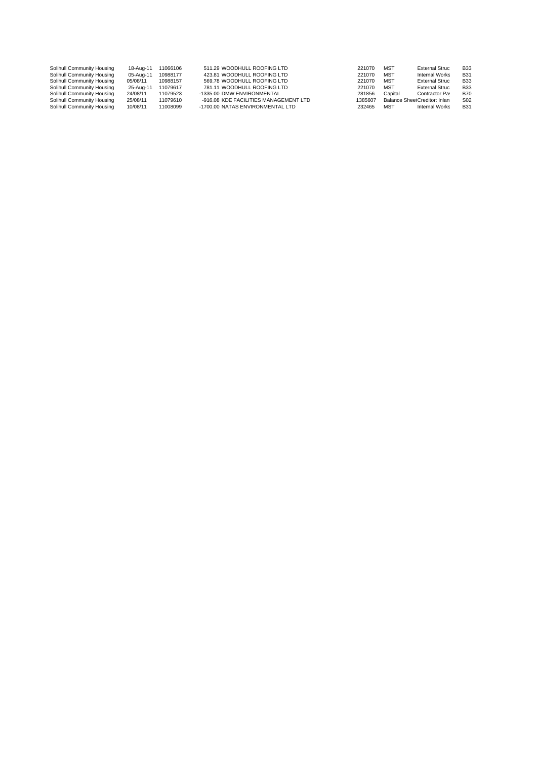| | | | | | | | | | |
|---|---|---|---|---|---|---|---|---|---|
| Solihull Community Housing | 18-Aug-11 | 11066106 | 511.29 | WOODHULL ROOFING LTD | 221070 | MST | External Struc | B33 |
| Solihull Community Housing | 05-Aug-11 | 10988177 | 423.81 | WOODHULL ROOFING LTD | 221070 | MST | Internal Works | B31 |
| Solihull Community Housing | 05/08/11 | 10988157 | 569.78 | WOODHULL ROOFING LTD | 221070 | MST | External Struc | B33 |
| Solihull Community Housing | 25-Aug-11 | 11079617 | 781.11 | WOODHULL ROOFING LTD | 221070 | MST | External Struc | B33 |
| Solihull Community Housing | 24/08/11 | 11079523 | -1335.00 | DMW ENVIRONMENTAL | 281856 | Capital | Contractor Pay | B70 |
| Solihull Community Housing | 25/08/11 | 11079610 | -916.08 | KDE FACILITIES MANAGEMENT LTD | 1385607 | Balance Sheet | Creditor: Inlan | S02 |
| Solihull Community Housing | 10/08/11 | 11008099 | -1700.00 | NATAS ENVIRONMENTAL LTD | 232465 | MST | Internal Works | B31 |